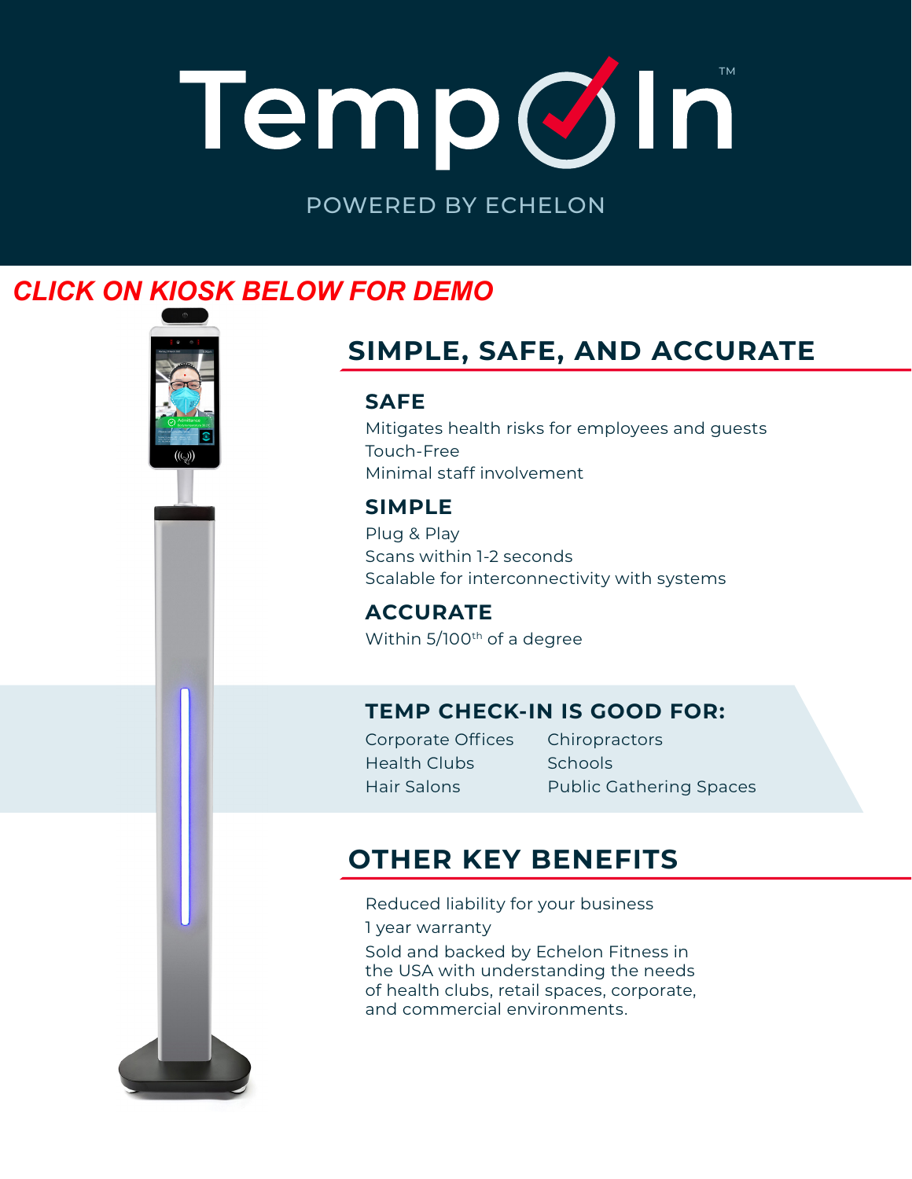# Temp✓In™

POWERED BY ECHELON

***CLICK ON KIOSK BELOW FOR DEMO***

## SIMPLE, SAFE, AND ACCURATE

### SAFE

Mitigates health risks for employees and guests
Touch-Free
Minimal staff involvement

### SIMPLE

Plug & Play
Scans within 1-2 seconds
Scalable for interconnectivity with systems

### ACCURATE

Within 5/100$^{th}$ of a degree

### TEMP CHECK-IN IS GOOD FOR:

- Corporate Offices
- Health Clubs
- Hair Salons
- Chiropractors
- Schools
- Public Gathering Spaces

## OTHER KEY BENEFITS

Reduced liability for your business
1 year warranty
Sold and backed by Echelon Fitness in the USA with understanding the needs of health clubs, retail spaces, corporate, and commercial environments.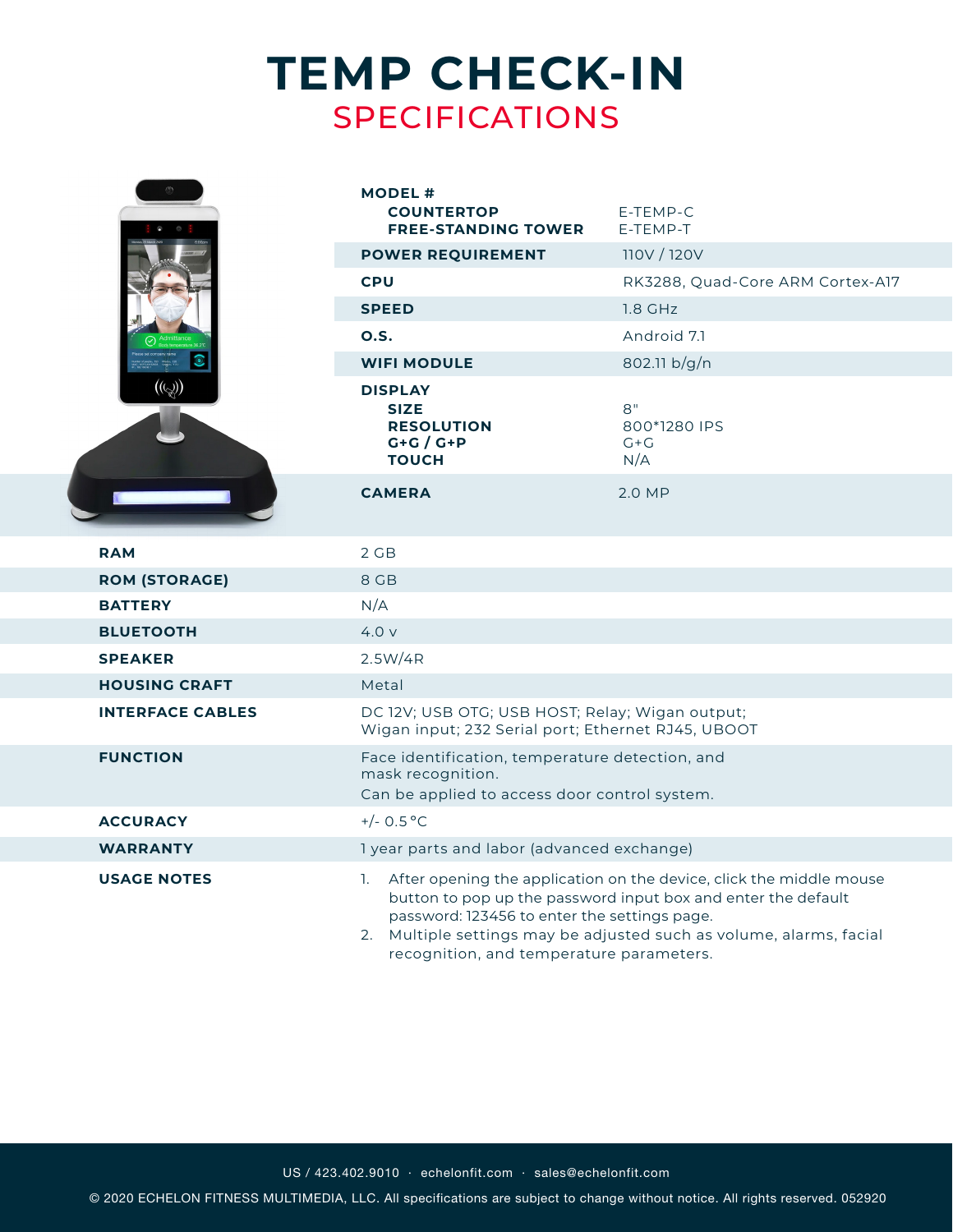# TEMP CHECK-IN

## SPECIFICATIONS

| | |
|---|---|
| **MODEL #** | |
| **COUNTERTOP** | E-TEMP-C |
| **FREE-STANDING TOWER** | E-TEMP-T |
| **POWER REQUIREMENT** | 110V / 120V |
| **CPU** | RK3288, Quad-Core ARM Cortex-A17 |
| **SPEED** | 1.8 GHz |
| **O.S.** | Android 7.1 |
| **WIFI MODULE** | 802.11 b/g/n |
| **DISPLAY** | |
| **SIZE** | 8" |
| **RESOLUTION** | 800*1280 IPS |
| **G+G / G+P** | G+G |
| **TOUCH** | N/A |
| **CAMERA** | 2.0 MP |
| **RAM** | 2 GB |
| **ROM (STORAGE)** | 8 GB |
| **BATTERY** | N/A |
| **BLUETOOTH** | 4.0 v |
| **SPEAKER** | 2.5W/4R |
| **HOUSING CRAFT** | Metal |
| **INTERFACE CABLES** | DC 12V; USB OTG; USB HOST; Relay; Wigan output; Wigan input; 232 Serial port; Ethernet RJ45, UBOOT |
| **FUNCTION** | Face identification, temperature detection, and mask recognition. Can be applied to access door control system. |
| **ACCURACY** | +/- 0.5 °C |
| **WARRANTY** | 1 year parts and labor (advanced exchange) |
| **USAGE NOTES** | 1. After opening the application on the device, click the middle mouse button to pop up the password input box and enter the default password: 123456 to enter the settings page. 2. Multiple settings may be adjusted such as volume, alarms, facial recognition, and temperature parameters. |

US / 423.402.9010 · echelonfit.com · sales@echelonfit.com

© 2020 ECHELON FITNESS MULTIMEDIA, LLC. All specifications are subject to change without notice. All rights reserved. 052920